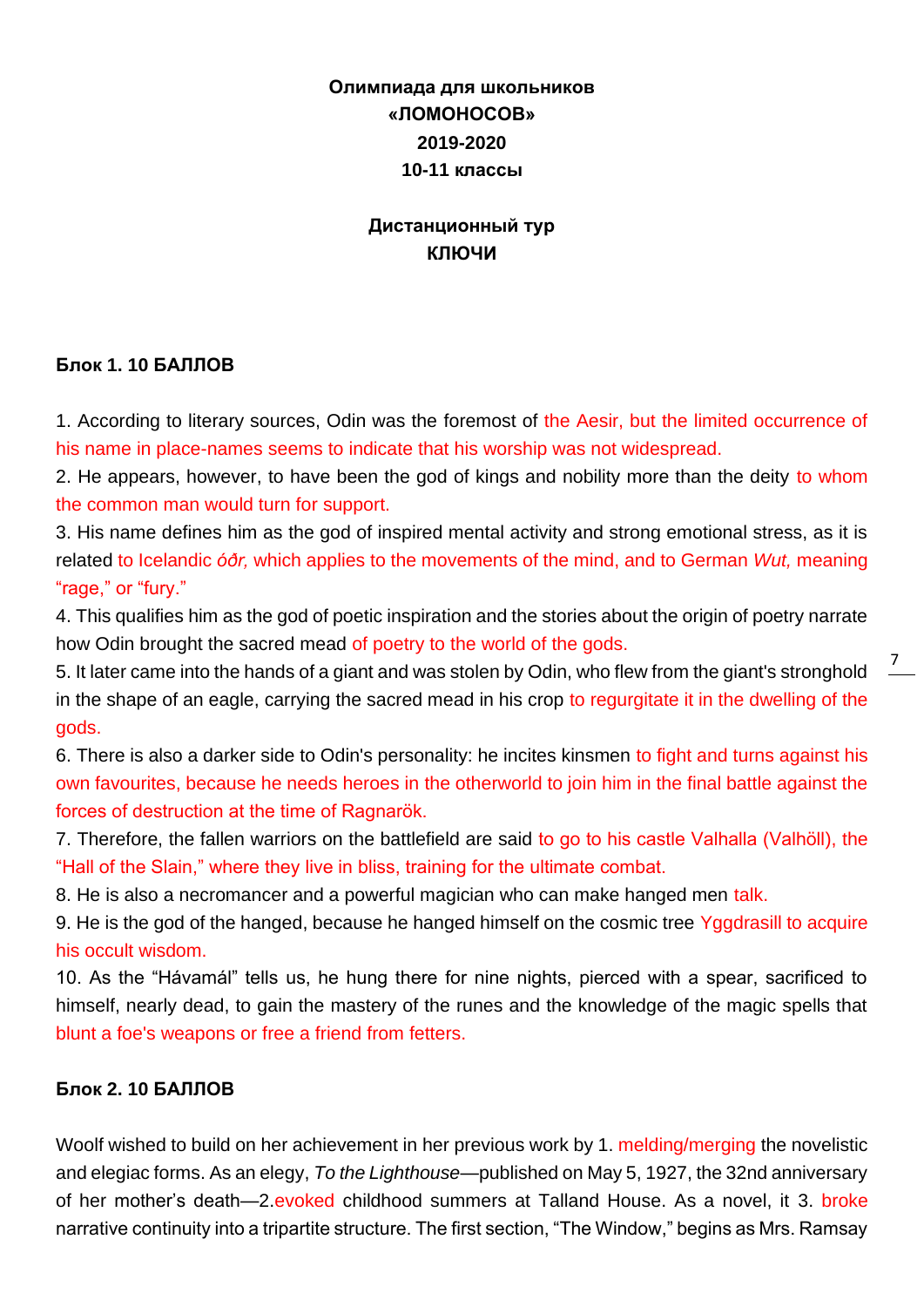**Олимпиада для школьников**
**«ЛОМОНОСОВ»**
**2019-2020**
**10-11 классы**

**Дистанционный тур**
**КЛЮЧИ**

**Блок 1. 10 БАЛЛОВ**

1. According to literary sources, Odin was the foremost of the Aesir, but the limited occurrence of his name in place-names seems to indicate that his worship was not widespread.
2. He appears, however, to have been the god of kings and nobility more than the deity to whom the common man would turn for support.
3. His name defines him as the god of inspired mental activity and strong emotional stress, as it is related to Icelandic *óðr,* which applies to the movements of the mind, and to German *Wut,* meaning "rage," or "fury."
4. This qualifies him as the god of poetic inspiration and the stories about the origin of poetry narrate how Odin brought the sacred mead of poetry to the world of the gods.
5. It later came into the hands of a giant and was stolen by Odin, who flew from the giant's stronghold in the shape of an eagle, carrying the sacred mead in his crop to regurgitate it in the dwelling of the gods.
6. There is also a darker side to Odin's personality: he incites kinsmen to fight and turns against his own favourites, because he needs heroes in the otherworld to join him in the final battle against the forces of destruction at the time of Ragnarök.
7. Therefore, the fallen warriors on the battlefield are said to go to his castle Valhalla (Valhöll), the "Hall of the Slain," where they live in bliss, training for the ultimate combat.
8. He is also a necromancer and a powerful magician who can make hanged men talk.
9. He is the god of the hanged, because he hanged himself on the cosmic tree Yggdrasill to acquire his occult wisdom.
10. As the "Hávamál" tells us, he hung there for nine nights, pierced with a spear, sacrificed to himself, nearly dead, to gain the mastery of the runes and the knowledge of the magic spells that blunt a foe's weapons or free a friend from fetters.

**Блок 2. 10 БАЛЛОВ**

Woolf wished to build on her achievement in her previous work by 1. melding/merging the novelistic and elegiac forms. As an elegy, *To the Lighthouse*—published on May 5, 1927, the 32nd anniversary of her mother's death—2.evoked childhood summers at Talland House. As a novel, it 3. broke narrative continuity into a tripartite structure. The first section, "The Window," begins as Mrs. Ramsay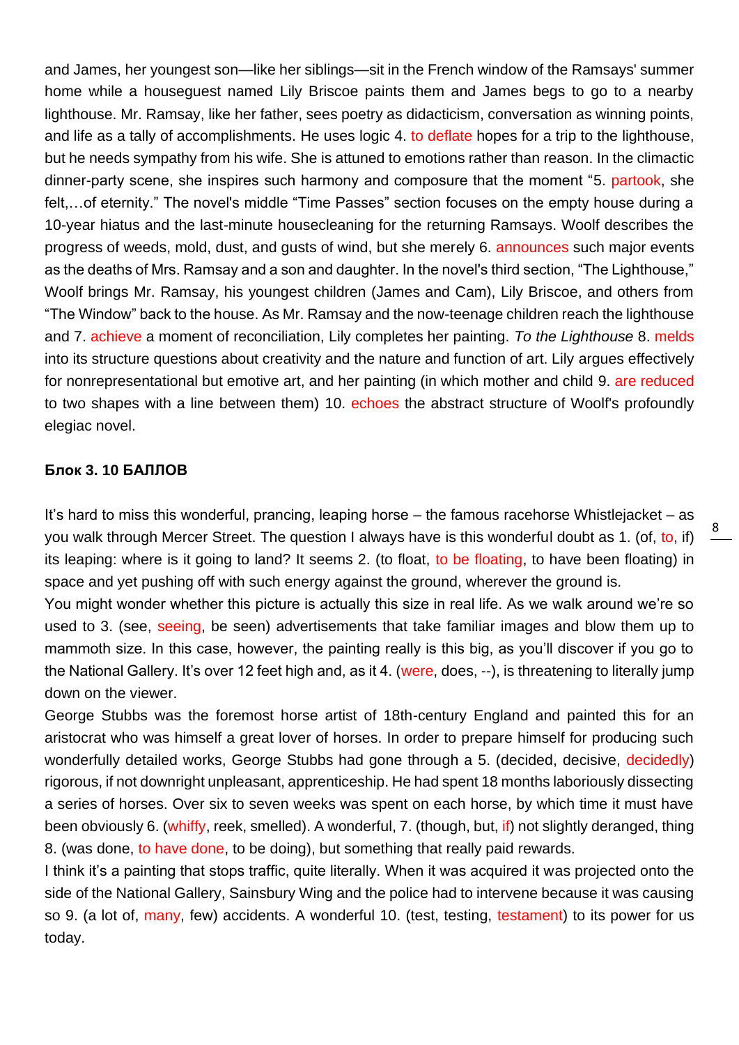and James, her youngest son—like her siblings—sit in the French window of the Ramsays' summer home while a houseguest named Lily Briscoe paints them and James begs to go to a nearby lighthouse. Mr. Ramsay, like her father, sees poetry as didacticism, conversation as winning points, and life as a tally of accomplishments. He uses logic 4. to deflate hopes for a trip to the lighthouse, but he needs sympathy from his wife. She is attuned to emotions rather than reason. In the climactic dinner-party scene, she inspires such harmony and composure that the moment "5. partook, she felt,…of eternity." The novel's middle "Time Passes" section focuses on the empty house during a 10-year hiatus and the last-minute housecleaning for the returning Ramsays. Woolf describes the progress of weeds, mold, dust, and gusts of wind, but she merely 6. announces such major events as the deaths of Mrs. Ramsay and a son and daughter. In the novel's third section, "The Lighthouse," Woolf brings Mr. Ramsay, his youngest children (James and Cam), Lily Briscoe, and others from "The Window" back to the house. As Mr. Ramsay and the now-teenage children reach the lighthouse and 7. achieve a moment of reconciliation, Lily completes her painting. *To the Lighthouse* 8. melds into its structure questions about creativity and the nature and function of art. Lily argues effectively for nonrepresentational but emotive art, and her painting (in which mother and child 9. are reduced to two shapes with a line between them) 10. echoes the abstract structure of Woolf's profoundly elegiac novel.

**Блок 3. 10 БАЛЛОВ**

It's hard to miss this wonderful, prancing, leaping horse – the famous racehorse Whistlejacket – as you walk through Mercer Street. The question I always have is this wonderful doubt as 1. (of, to, if) its leaping: where is it going to land? It seems 2. (to float, to be floating, to have been floating) in space and yet pushing off with such energy against the ground, wherever the ground is.

You might wonder whether this picture is actually this size in real life. As we walk around we're so used to 3. (see, seeing, be seen) advertisements that take familiar images and blow them up to mammoth size. In this case, however, the painting really is this big, as you'll discover if you go to the National Gallery. It's over 12 feet high and, as it 4. (were, does, --), is threatening to literally jump down on the viewer.

George Stubbs was the foremost horse artist of 18th-century England and painted this for an aristocrat who was himself a great lover of horses. In order to prepare himself for producing such wonderfully detailed works, George Stubbs had gone through a 5. (decided, decisive, decidedly) rigorous, if not downright unpleasant, apprenticeship. He had spent 18 months laboriously dissecting a series of horses. Over six to seven weeks was spent on each horse, by which time it must have been obviously 6. (whiffy, reek, smelled). A wonderful, 7. (though, but, if) not slightly deranged, thing 8. (was done, to have done, to be doing), but something that really paid rewards.

I think it's a painting that stops traffic, quite literally. When it was acquired it was projected onto the side of the National Gallery, Sainsbury Wing and the police had to intervene because it was causing so 9. (a lot of, many, few) accidents. A wonderful 10. (test, testing, testament) to its power for us today.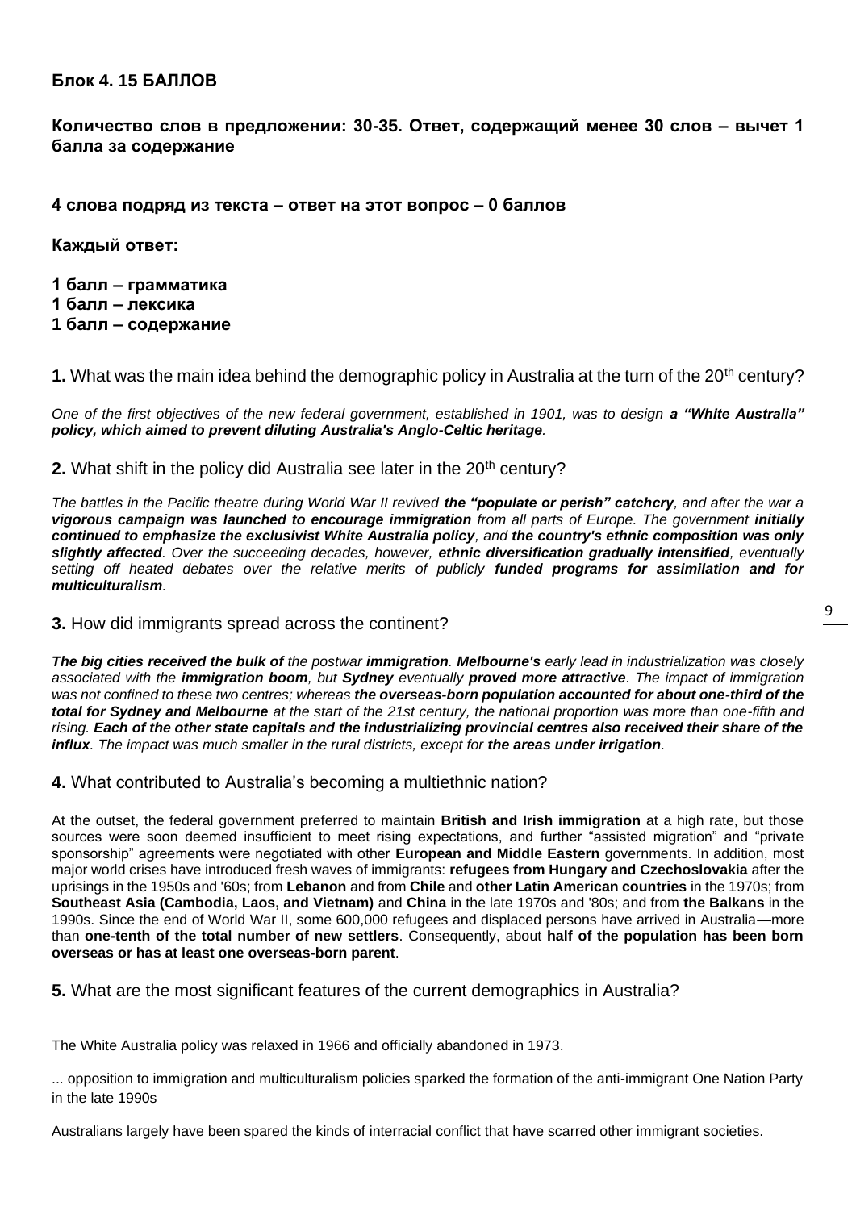**Блок 4. 15 БАЛЛОВ**

**Количество слов в предложении: 30-35. Ответ, содержащий менее 30 слов – вычет 1 балла за содержание**

**4 слова подряд из текста – ответ на этот вопрос – 0 баллов**

**Каждый ответ:**

**1 балл – грамматика**
**1 балл – лексика**
**1 балл – содержание**

**1.** What was the main idea behind the demographic policy in Australia at the turn of the 20th century?

*One of the first objectives of the new federal government, established in 1901, was to design* ***a "White Australia" policy, which aimed to prevent diluting Australia's Anglo-Celtic heritage****.*

**2.** What shift in the policy did Australia see later in the 20th century?

*The battles in the Pacific theatre during World War II revived* ***the "populate or perish" catchcry****, and after the war a* ***vigorous campaign was launched to encourage immigration*** *from all parts of Europe. The government* ***initially continued to emphasize the exclusivist White Australia policy****, and* ***the country's ethnic composition was only slightly affected****. Over the succeeding decades, however,* ***ethnic diversification gradually intensified****, eventually setting off heated debates over the relative merits of publicly* ***funded programs for assimilation and for multiculturalism****.*

**3.** How did immigrants spread across the continent?

***The big cities received the bulk of*** *the postwar* ***immigration****.* ***Melbourne's*** *early lead in industrialization was closely associated with the* ***immigration boom****, but* ***Sydney*** *eventually* ***proved more attractive****. The impact of immigration was not confined to these two centres; whereas* ***the overseas-born population accounted for about one-third of the total for Sydney and Melbourne*** *at the start of the 21st century, the national proportion was more than one-fifth and rising.* ***Each of the other state capitals and the industrializing provincial centres also received their share of the influx****. The impact was much smaller in the rural districts, except for* ***the areas under irrigation****.*

**4.** What contributed to Australia's becoming a multiethnic nation?

At the outset, the federal government preferred to maintain **British and Irish immigration** at a high rate, but those sources were soon deemed insufficient to meet rising expectations, and further "assisted migration" and "private sponsorship" agreements were negotiated with other **European and Middle Eastern** governments. In addition, most major world crises have introduced fresh waves of immigrants: **refugees from Hungary and Czechoslovakia** after the uprisings in the 1950s and '60s; from **Lebanon** and from **Chile** and **other Latin American countries** in the 1970s; from **Southeast Asia (Cambodia, Laos, and Vietnam)** and **China** in the late 1970s and '80s; and from **the Balkans** in the 1990s. Since the end of World War II, some 600,000 refugees and displaced persons have arrived in Australia—more than **one-tenth of the total number of new settlers**. Consequently, about **half of the population has been born overseas or has at least one overseas-born parent**.

**5.** What are the most significant features of the current demographics in Australia?

The White Australia policy was relaxed in 1966 and officially abandoned in 1973.

... opposition to immigration and multiculturalism policies sparked the formation of the anti-immigrant One Nation Party in the late 1990s

Australians largely have been spared the kinds of interracial conflict that have scarred other immigrant societies.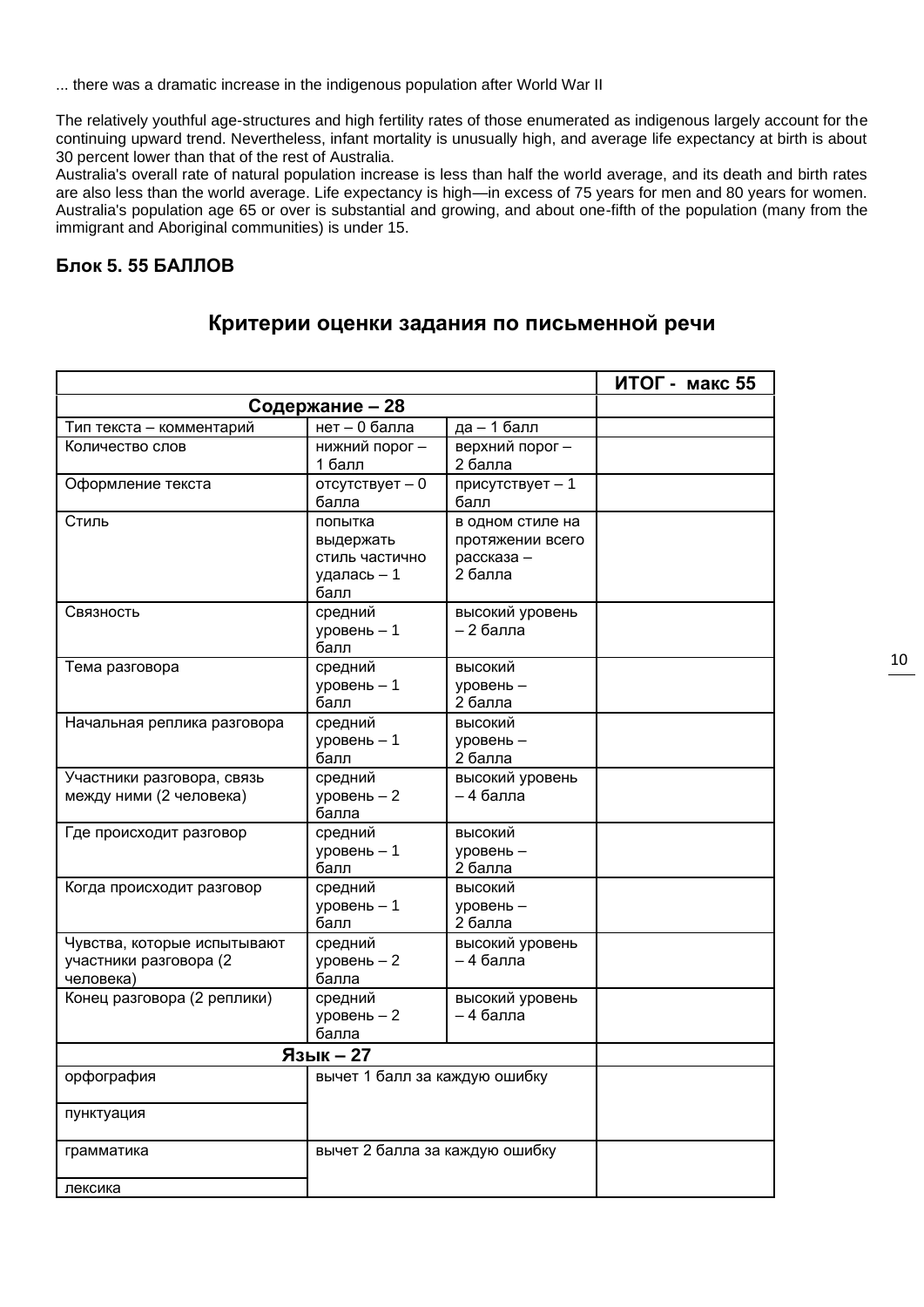... there was a dramatic increase in the indigenous population after World War II

The relatively youthful age-structures and high fertility rates of those enumerated as indigenous largely account for the continuing upward trend. Nevertheless, infant mortality is unusually high, and average life expectancy at birth is about 30 percent lower than that of the rest of Australia.

Australia's overall rate of natural population increase is less than half the world average, and its death and birth rates are also less than the world average. Life expectancy is high—in excess of 75 years for men and 80 years for women. Australia's population age 65 or over is substantial and growing, and about one-fifth of the population (many from the immigrant and Aboriginal communities) is under 15.

### Блок 5. 55 БАЛЛОВ

## Критерии оценки задания по письменной речи

| | | | ИТОГ - макс 55 |
|---|---|---|---|
| **Содержание – 28** | | | |
| Тип текста – комментарий | нет – 0 балла | да – 1 балл | |
| Количество слов | нижний порог – 1 балл | верхний порог – 2 балла | |
| Оформление текста | отсутствует – 0 балла | присутствует – 1 балл | |
| Стиль | попытка выдержать стиль частично удалась – 1 балл | в одном стиле на протяжении всего рассказа – 2 балла | |
| Связность | средний уровень – 1 балл | высокий уровень – 2 балла | |
| Тема разговора | средний уровень – 1 балл | высокий уровень – 2 балла | |
| Начальная реплика разговора | средний уровень – 1 балл | высокий уровень – 2 балла | |
| Участники разговора, связь между ними (2 человека) | средний уровень – 2 балла | высокий уровень – 4 балла | |
| Где происходит разговор | средний уровень – 1 балл | высокий уровень – 2 балла | |
| Когда происходит разговор | средний уровень – 1 балл | высокий уровень – 2 балла | |
| Чувства, которые испытывают участники разговора (2 человека) | средний уровень – 2 балла | высокий уровень – 4 балла | |
| Конец разговора (2 реплики) | средний уровень – 2 балла | высокий уровень – 4 балла | |
| **Язык – 27** | | | |
| орфография | вычет 1 балл за каждую ошибку | | |
| пунктуация | | | |
| грамматика | вычет 2 балла за каждую ошибку | | |
| лексика | | | |